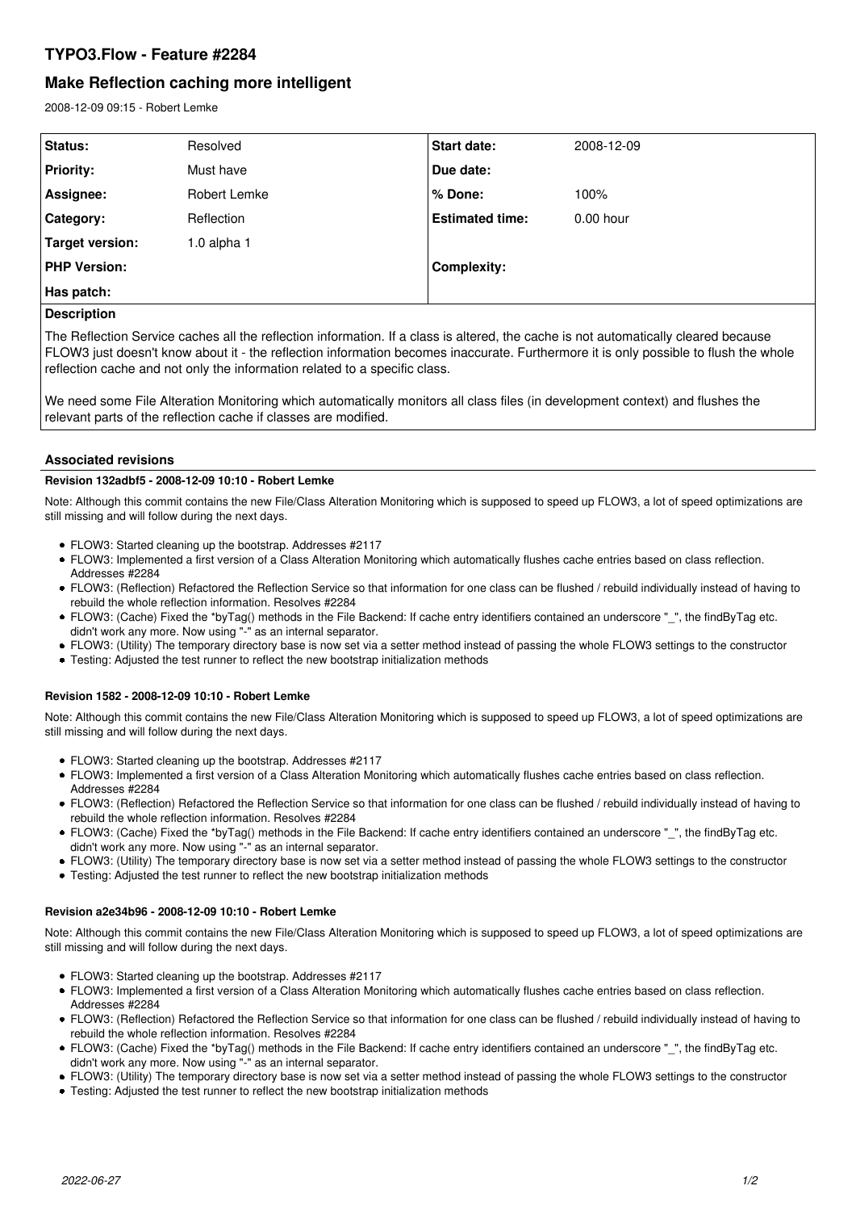# TYPO3.Flow - Feature #2284

## Make Reflection caching more intelligent

2008-12-09 09:15 - Robert Lemke

| Status: | Resolved | Start date: | 2008-12-09 |
|---|---|---|---|
| Priority: | Must have | Due date: | |
| Assignee: | Robert Lemke | % Done: | 100% |
| Category: | Reflection | Estimated time: | 0.00 hour |
| Target version: | 1.0 alpha 1 | | |
| PHP Version: | | Complexity: | |
| Has patch: | | | |

**Description**

The Reflection Service caches all the reflection information. If a class is altered, the cache is not automatically cleared because FLOW3 just doesn't know about it - the reflection information becomes inaccurate. Furthermore it is only possible to flush the whole reflection cache and not only the information related to a specific class.

We need some File Alteration Monitoring which automatically monitors all class files (in development context) and flushes the relevant parts of the reflection cache if classes are modified.

### Associated revisions

**Revision 132adbf5 - 2008-12-09 10:10 - Robert Lemke**

Note: Although this commit contains the new File/Class Alteration Monitoring which is supposed to speed up FLOW3, a lot of speed optimizations are still missing and will follow during the next days.

- FLOW3: Started cleaning up the bootstrap. Addresses #2117
- FLOW3: Implemented a first version of a Class Alteration Monitoring which automatically flushes cache entries based on class reflection. Addresses #2284
- FLOW3: (Reflection) Refactored the Reflection Service so that information for one class can be flushed / rebuild individually instead of having to rebuild the whole reflection information. Resolves #2284
- FLOW3: (Cache) Fixed the *byTag() methods in the File Backend: If cache entry identifiers contained an underscore "_", the findByTag etc. didn't work any more. Now using "-" as an internal separator.
- FLOW3: (Utility) The temporary directory base is now set via a setter method instead of passing the whole FLOW3 settings to the constructor
- Testing: Adjusted the test runner to reflect the new bootstrap initialization methods

**Revision 1582 - 2008-12-09 10:10 - Robert Lemke**

Note: Although this commit contains the new File/Class Alteration Monitoring which is supposed to speed up FLOW3, a lot of speed optimizations are still missing and will follow during the next days.

- FLOW3: Started cleaning up the bootstrap. Addresses #2117
- FLOW3: Implemented a first version of a Class Alteration Monitoring which automatically flushes cache entries based on class reflection. Addresses #2284
- FLOW3: (Reflection) Refactored the Reflection Service so that information for one class can be flushed / rebuild individually instead of having to rebuild the whole reflection information. Resolves #2284
- FLOW3: (Cache) Fixed the *byTag() methods in the File Backend: If cache entry identifiers contained an underscore "_", the findByTag etc. didn't work any more. Now using "-" as an internal separator.
- FLOW3: (Utility) The temporary directory base is now set via a setter method instead of passing the whole FLOW3 settings to the constructor
- Testing: Adjusted the test runner to reflect the new bootstrap initialization methods

**Revision a2e34b96 - 2008-12-09 10:10 - Robert Lemke**

Note: Although this commit contains the new File/Class Alteration Monitoring which is supposed to speed up FLOW3, a lot of speed optimizations are still missing and will follow during the next days.

- FLOW3: Started cleaning up the bootstrap. Addresses #2117
- FLOW3: Implemented a first version of a Class Alteration Monitoring which automatically flushes cache entries based on class reflection. Addresses #2284
- FLOW3: (Reflection) Refactored the Reflection Service so that information for one class can be flushed / rebuild individually instead of having to rebuild the whole reflection information. Resolves #2284
- FLOW3: (Cache) Fixed the *byTag() methods in the File Backend: If cache entry identifiers contained an underscore "_", the findByTag etc. didn't work any more. Now using "-" as an internal separator.
- FLOW3: (Utility) The temporary directory base is now set via a setter method instead of passing the whole FLOW3 settings to the constructor
- Testing: Adjusted the test runner to reflect the new bootstrap initialization methods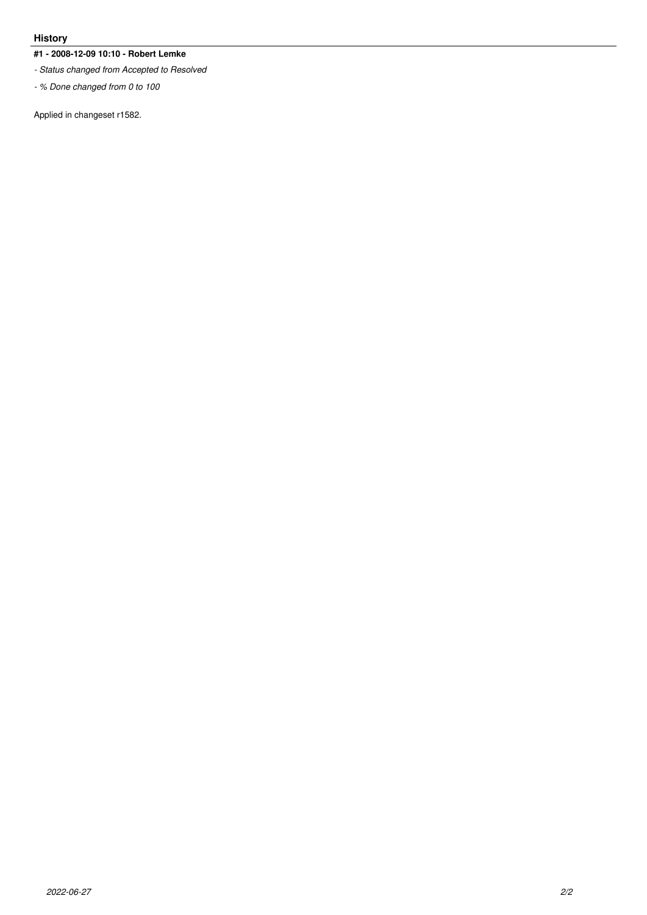## History

#### #1 - 2008-12-09 10:10 - Robert Lemke

- *Status changed from Accepted to Resolved*
- *% Done changed from 0 to 100*

Applied in changeset r1582.